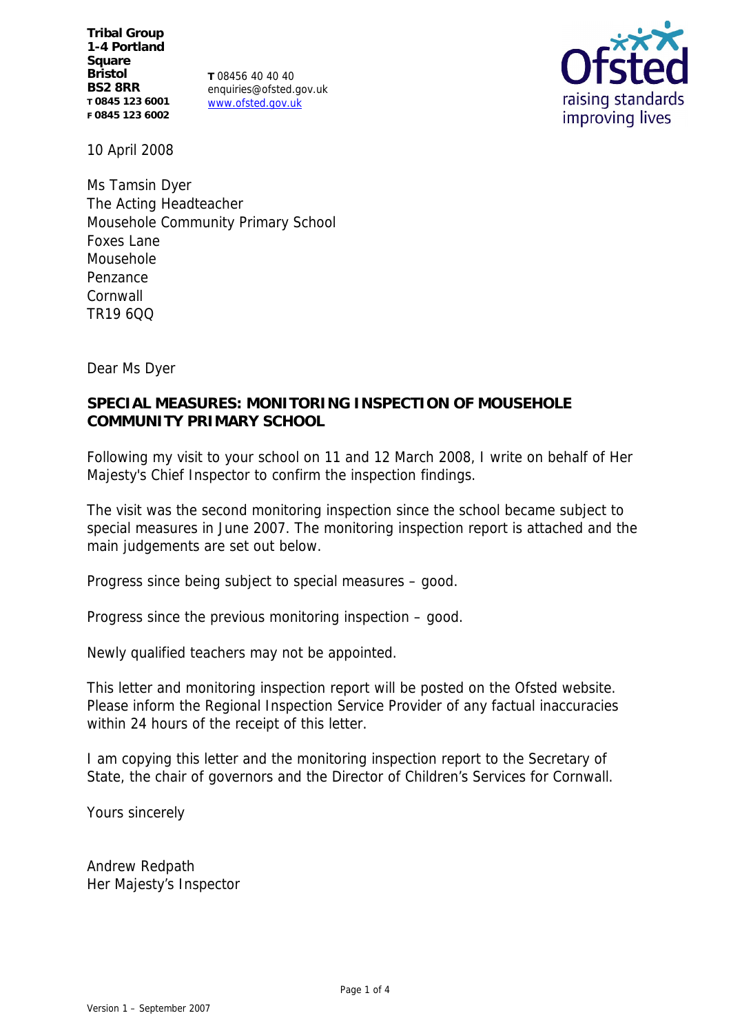**Tribal Group**
**1-4 Portland Square**
**Bristol**
**BS2 8RR**
**T 0845 123 6001**
**F 0845 123 6002**

**T** 08456 40 40 40
enquiries@ofsted.gov.uk
www.ofsted.gov.uk

Ofsted
raising standards
improving lives

10 April 2008

Ms Tamsin Dyer
The Acting Headteacher
Mousehole Community Primary School
Foxes Lane
Mousehole
Penzance
Cornwall
TR19 6QQ

Dear Ms Dyer

**SPECIAL MEASURES: MONITORING INSPECTION OF MOUSEHOLE COMMUNITY PRIMARY SCHOOL**

Following my visit to your school on 11 and 12 March 2008, I write on behalf of Her Majesty's Chief Inspector to confirm the inspection findings.

The visit was the second monitoring inspection since the school became subject to special measures in June 2007. The monitoring inspection report is attached and the main judgements are set out below.

Progress since being subject to special measures – good.

Progress since the previous monitoring inspection – good.

Newly qualified teachers may not be appointed.

This letter and monitoring inspection report will be posted on the Ofsted website. Please inform the Regional Inspection Service Provider of any factual inaccuracies within 24 hours of the receipt of this letter.

I am copying this letter and the monitoring inspection report to the Secretary of State, the chair of governors and the Director of Children's Services for Cornwall.

Yours sincerely

Andrew Redpath
Her Majesty's Inspector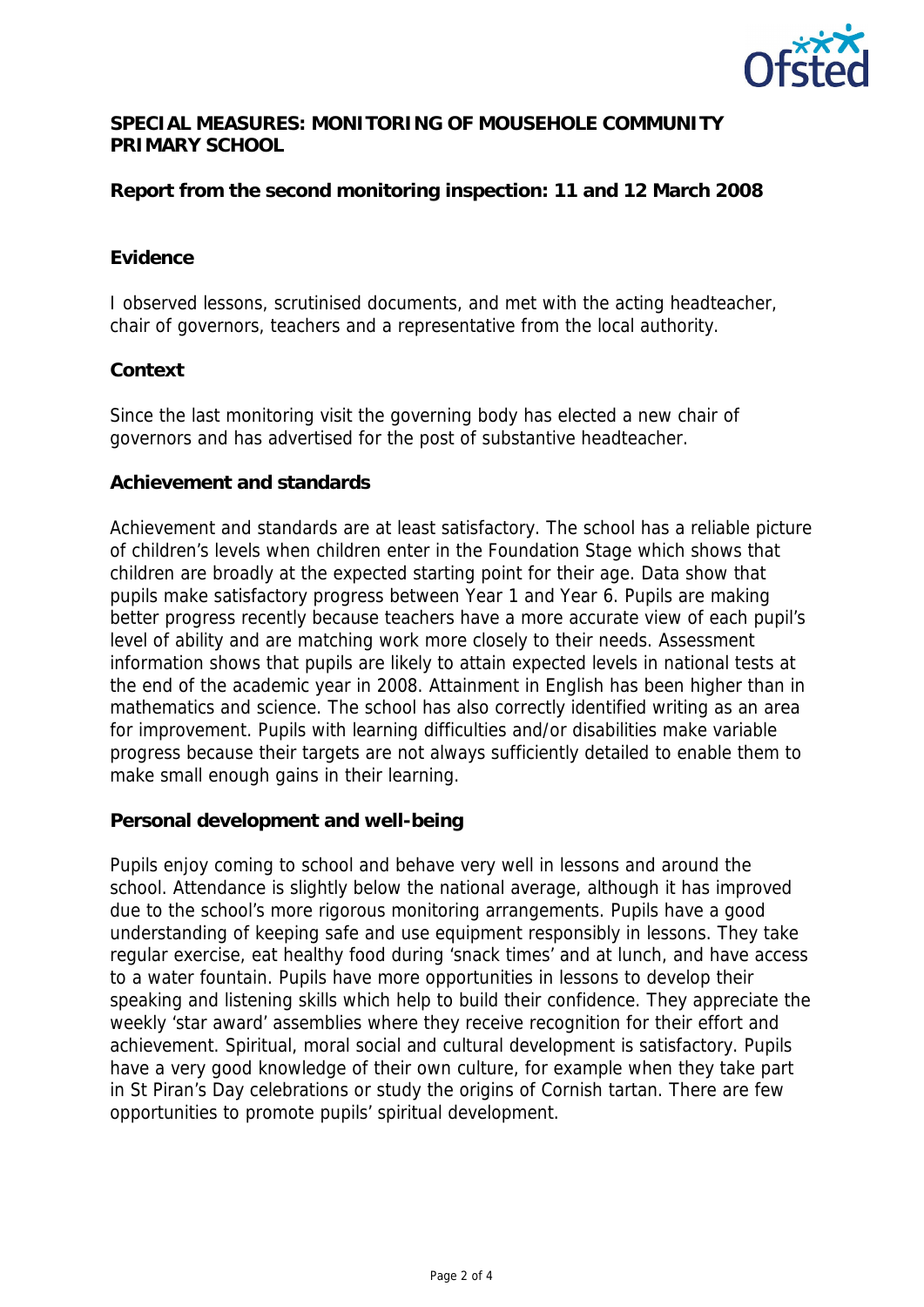**SPECIAL MEASURES: MONITORING OF MOUSEHOLE COMMUNITY PRIMARY SCHOOL**

**Report from the second monitoring inspection: 11 and 12 March 2008**

## Evidence

I observed lessons, scrutinised documents, and met with the acting headteacher, chair of governors, teachers and a representative from the local authority.

## Context

Since the last monitoring visit the governing body has elected a new chair of governors and has advertised for the post of substantive headteacher.

## Achievement and standards

Achievement and standards are at least satisfactory. The school has a reliable picture of children's levels when children enter in the Foundation Stage which shows that children are broadly at the expected starting point for their age. Data show that pupils make satisfactory progress between Year 1 and Year 6. Pupils are making better progress recently because teachers have a more accurate view of each pupil's level of ability and are matching work more closely to their needs. Assessment information shows that pupils are likely to attain expected levels in national tests at the end of the academic year in 2008. Attainment in English has been higher than in mathematics and science. The school has also correctly identified writing as an area for improvement. Pupils with learning difficulties and/or disabilities make variable progress because their targets are not always sufficiently detailed to enable them to make small enough gains in their learning.

## Personal development and well-being

Pupils enjoy coming to school and behave very well in lessons and around the school. Attendance is slightly below the national average, although it has improved due to the school's more rigorous monitoring arrangements. Pupils have a good understanding of keeping safe and use equipment responsibly in lessons. They take regular exercise, eat healthy food during 'snack times' and at lunch, and have access to a water fountain. Pupils have more opportunities in lessons to develop their speaking and listening skills which help to build their confidence. They appreciate the weekly 'star award' assemblies where they receive recognition for their effort and achievement. Spiritual, moral social and cultural development is satisfactory. Pupils have a very good knowledge of their own culture, for example when they take part in St Piran's Day celebrations or study the origins of Cornish tartan. There are few opportunities to promote pupils' spiritual development.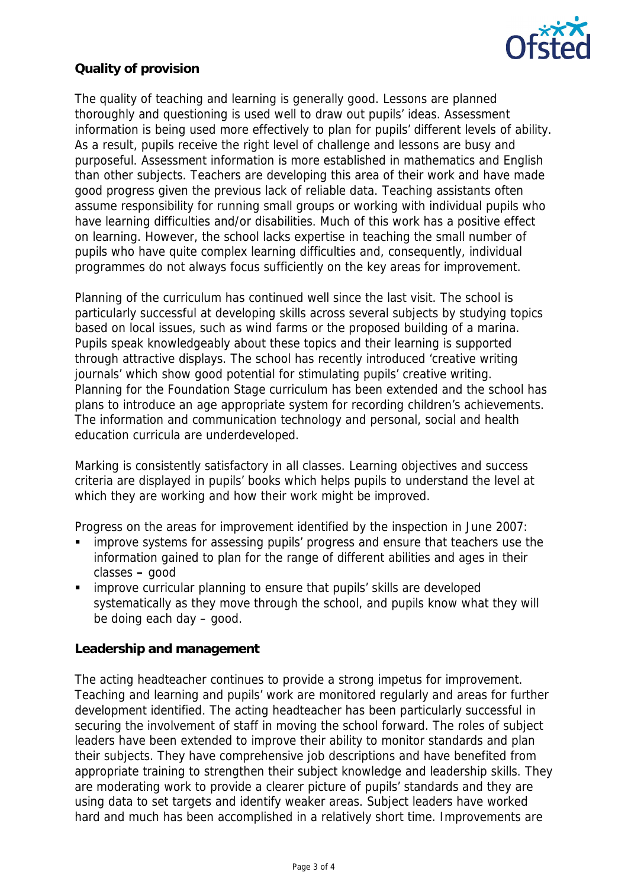## Quality of provision

The quality of teaching and learning is generally good. Lessons are planned thoroughly and questioning is used well to draw out pupils' ideas. Assessment information is being used more effectively to plan for pupils' different levels of ability. As a result, pupils receive the right level of challenge and lessons are busy and purposeful. Assessment information is more established in mathematics and English than other subjects. Teachers are developing this area of their work and have made good progress given the previous lack of reliable data. Teaching assistants often assume responsibility for running small groups or working with individual pupils who have learning difficulties and/or disabilities. Much of this work has a positive effect on learning. However, the school lacks expertise in teaching the small number of pupils who have quite complex learning difficulties and, consequently, individual programmes do not always focus sufficiently on the key areas for improvement.

Planning of the curriculum has continued well since the last visit. The school is particularly successful at developing skills across several subjects by studying topics based on local issues, such as wind farms or the proposed building of a marina. Pupils speak knowledgeably about these topics and their learning is supported through attractive displays. The school has recently introduced 'creative writing journals' which show good potential for stimulating pupils' creative writing. Planning for the Foundation Stage curriculum has been extended and the school has plans to introduce an age appropriate system for recording children's achievements. The information and communication technology and personal, social and health education curricula are underdeveloped.

Marking is consistently satisfactory in all classes. Learning objectives and success criteria are displayed in pupils' books which helps pupils to understand the level at which they are working and how their work might be improved.

Progress on the areas for improvement identified by the inspection in June 2007:

- improve systems for assessing pupils' progress and ensure that teachers use the information gained to plan for the range of different abilities and ages in their classes **–** good
- improve curricular planning to ensure that pupils' skills are developed systematically as they move through the school, and pupils know what they will be doing each day – good.

## Leadership and management

The acting headteacher continues to provide a strong impetus for improvement. Teaching and learning and pupils' work are monitored regularly and areas for further development identified. The acting headteacher has been particularly successful in securing the involvement of staff in moving the school forward. The roles of subject leaders have been extended to improve their ability to monitor standards and plan their subjects. They have comprehensive job descriptions and have benefited from appropriate training to strengthen their subject knowledge and leadership skills. They are moderating work to provide a clearer picture of pupils' standards and they are using data to set targets and identify weaker areas. Subject leaders have worked hard and much has been accomplished in a relatively short time. Improvements are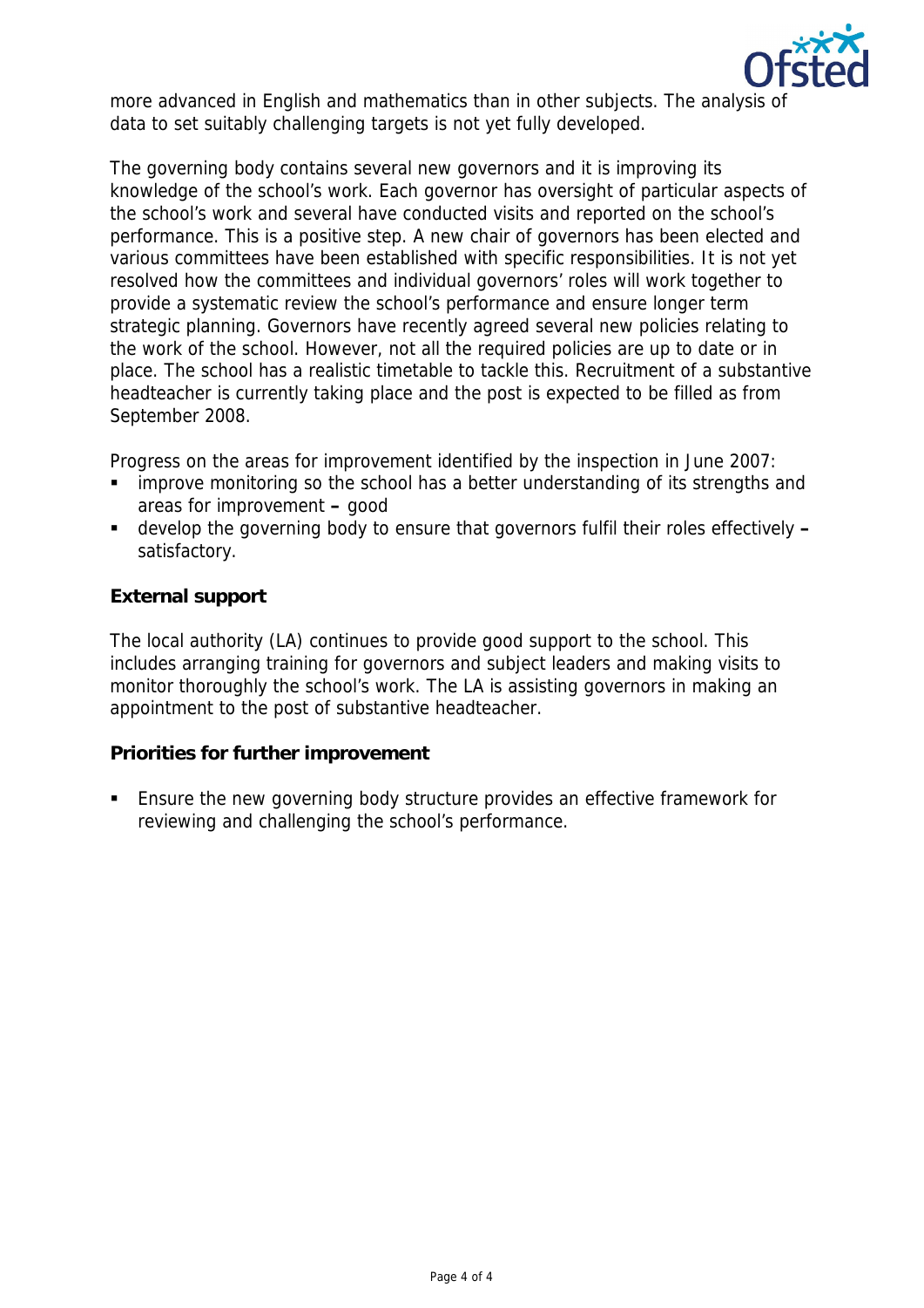more advanced in English and mathematics than in other subjects. The analysis of data to set suitably challenging targets is not yet fully developed.

The governing body contains several new governors and it is improving its knowledge of the school's work. Each governor has oversight of particular aspects of the school's work and several have conducted visits and reported on the school's performance. This is a positive step. A new chair of governors has been elected and various committees have been established with specific responsibilities. It is not yet resolved how the committees and individual governors' roles will work together to provide a systematic review the school's performance and ensure longer term strategic planning. Governors have recently agreed several new policies relating to the work of the school. However, not all the required policies are up to date or in place. The school has a realistic timetable to tackle this. Recruitment of a substantive headteacher is currently taking place and the post is expected to be filled as from September 2008.

Progress on the areas for improvement identified by the inspection in June 2007:

- improve monitoring so the school has a better understanding of its strengths and areas for improvement **–** good
- develop the governing body to ensure that governors fulfil their roles effectively **–** satisfactory.

**External support**

The local authority (LA) continues to provide good support to the school. This includes arranging training for governors and subject leaders and making visits to monitor thoroughly the school's work. The LA is assisting governors in making an appointment to the post of substantive headteacher.

**Priorities for further improvement**

- Ensure the new governing body structure provides an effective framework for reviewing and challenging the school's performance.